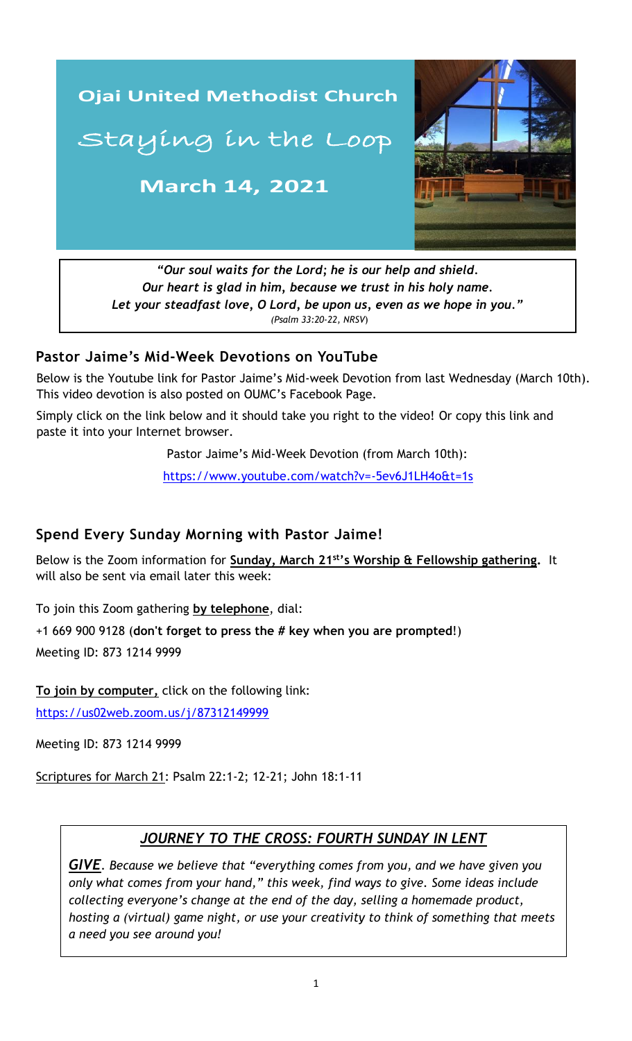# Ojai United Methodist Church

## Staying in the Loop

### March 14, 2021

*"Our soul waits for the Lord; he is our help and shield.*
*Our heart is glad in him, because we trust in his holy name.*
*Let your steadfast love, O Lord, be upon us, even as we hope in you."*
*(Psalm 33:20-22, NRSV)*

## Pastor Jaime's Mid-Week Devotions on YouTube

Below is the Youtube link for Pastor Jaime's Mid-week Devotion from last Wednesday (March 10th). This video devotion is also posted on OUMC's Facebook Page.

Simply click on the link below and it should take you right to the video! Or copy this link and paste it into your Internet browser.

Pastor Jaime's Mid-Week Devotion (from March 10th):

https://www.youtube.com/watch?v=-5ev6J1LH4o&t=1s

## Spend Every Sunday Morning with Pastor Jaime!

Below is the Zoom information for **Sunday, March 21st's Worship & Fellowship gathering.** It will also be sent via email later this week:

To join this Zoom gathering **by telephone**, dial:

+1 669 900 9128 (**don't forget to press the # key when you are prompted**!)

Meeting ID: 873 1214 9999

**To join by computer,** click on the following link:

https://us02web.zoom.us/j/87312149999

Meeting ID: 873 1214 9999

Scriptures for March 21: Psalm 22:1-2; 12-21; John 18:1-11

### *JOURNEY TO THE CROSS: FOURTH SUNDAY IN LENT*

***GIVE***. *Because we believe that "everything comes from you, and we have given you only what comes from your hand," this week, find ways to give. Some ideas include collecting everyone's change at the end of the day, selling a homemade product, hosting a (virtual) game night, or use your creativity to think of something that meets a need you see around you!*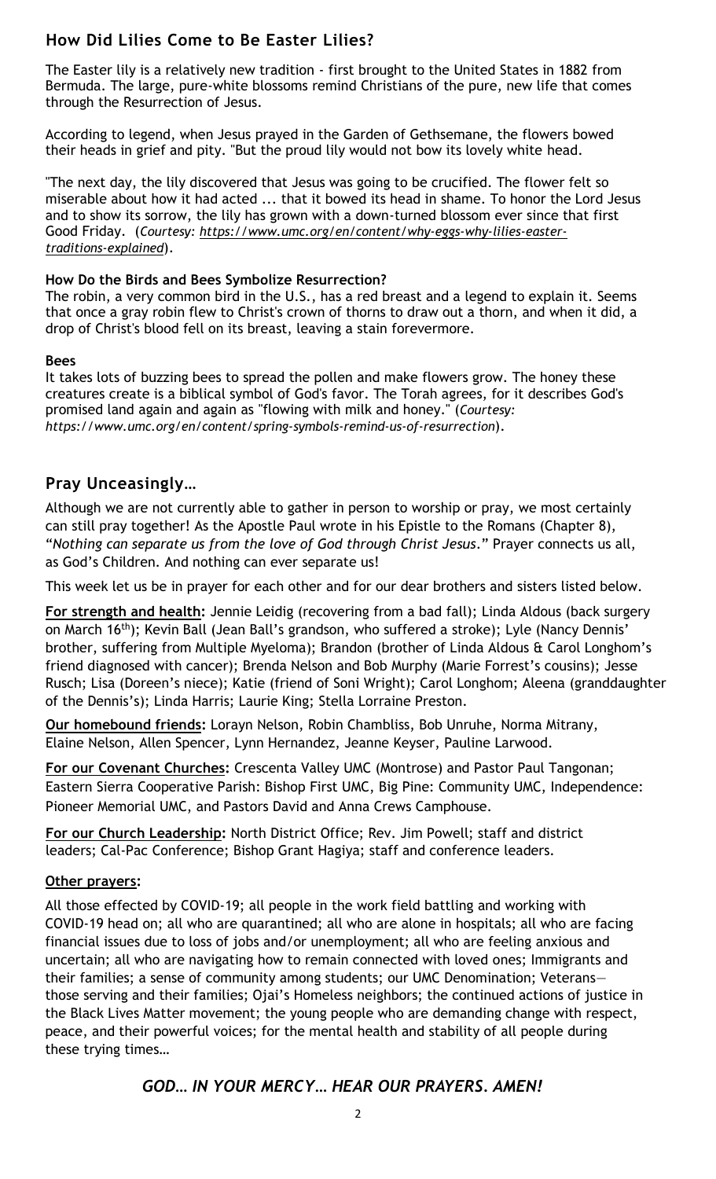## How Did Lilies Come to Be Easter Lilies?

The Easter lily is a relatively new tradition - first brought to the United States in 1882 from Bermuda. The large, pure-white blossoms remind Christians of the pure, new life that comes through the Resurrection of Jesus.

According to legend, when Jesus prayed in the Garden of Gethsemane, the flowers bowed their heads in grief and pity. "But the proud lily would not bow its lovely white head.

"The next day, the lily discovered that Jesus was going to be crucified. The flower felt so miserable about how it had acted ... that it bowed its head in shame. To honor the Lord Jesus and to show its sorrow, the lily has grown with a down-turned blossom ever since that first Good Friday. (*Courtesy: https://www.umc.org/en/content/why-eggs-why-lilies-easter-traditions-explained*).

**How Do the Birds and Bees Symbolize Resurrection?**

The robin, a very common bird in the U.S., has a red breast and a legend to explain it. Seems that once a gray robin flew to Christ's crown of thorns to draw out a thorn, and when it did, a drop of Christ's blood fell on its breast, leaving a stain forevermore.

**Bees**

It takes lots of buzzing bees to spread the pollen and make flowers grow. The honey these creatures create is a biblical symbol of God's favor. The Torah agrees, for it describes God's promised land again and again as "flowing with milk and honey." (*Courtesy: https://www.umc.org/en/content/spring-symbols-remind-us-of-resurrection*).

## Pray Unceasingly…

Although we are not currently able to gather in person to worship or pray, we most certainly can still pray together! As the Apostle Paul wrote in his Epistle to the Romans (Chapter 8), "*Nothing can separate us from the love of God through Christ Jesus*." Prayer connects us all, as God's Children. And nothing can ever separate us!

This week let us be in prayer for each other and for our dear brothers and sisters listed below.

**For strength and health:** Jennie Leidig (recovering from a bad fall); Linda Aldous (back surgery on March 16th); Kevin Ball (Jean Ball's grandson, who suffered a stroke); Lyle (Nancy Dennis' brother, suffering from Multiple Myeloma); Brandon (brother of Linda Aldous & Carol Longhom's friend diagnosed with cancer); Brenda Nelson and Bob Murphy (Marie Forrest's cousins); Jesse Rusch; Lisa (Doreen's niece); Katie (friend of Soni Wright); Carol Longhom; Aleena (granddaughter of the Dennis's); Linda Harris; Laurie King; Stella Lorraine Preston.

**Our homebound friends:** Lorayn Nelson, Robin Chambliss, Bob Unruhe, Norma Mitrany, Elaine Nelson, Allen Spencer, Lynn Hernandez, Jeanne Keyser, Pauline Larwood.

**For our Covenant Churches:** Crescenta Valley UMC (Montrose) and Pastor Paul Tangonan; Eastern Sierra Cooperative Parish: Bishop First UMC, Big Pine: Community UMC, Independence: Pioneer Memorial UMC, and Pastors David and Anna Crews Camphouse.

**For our Church Leadership:** North District Office; Rev. Jim Powell; staff and district leaders; Cal-Pac Conference; Bishop Grant Hagiya; staff and conference leaders.

**Other prayers:**

All those effected by COVID-19; all people in the work field battling and working with COVID-19 head on; all who are quarantined; all who are alone in hospitals; all who are facing financial issues due to loss of jobs and/or unemployment; all who are feeling anxious and uncertain; all who are navigating how to remain connected with loved ones; Immigrants and their families; a sense of community among students; our UMC Denomination; Veterans—those serving and their families; Ojai's Homeless neighbors; the continued actions of justice in the Black Lives Matter movement; the young people who are demanding change with respect, peace, and their powerful voices; for the mental health and stability of all people during these trying times…

***GOD… IN YOUR MERCY… HEAR OUR PRAYERS. AMEN!***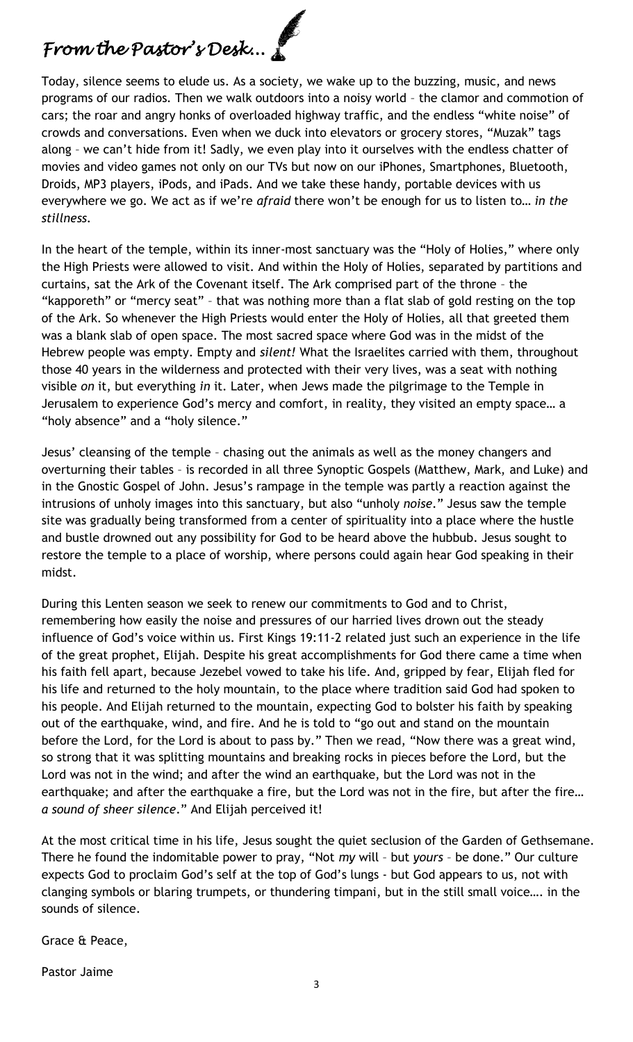# *From the Pastor's Desk...*

Today, silence seems to elude us. As a society, we wake up to the buzzing, music, and news programs of our radios. Then we walk outdoors into a noisy world – the clamor and commotion of cars; the roar and angry honks of overloaded highway traffic, and the endless "white noise" of crowds and conversations. Even when we duck into elevators or grocery stores, "Muzak" tags along – we can't hide from it! Sadly, we even play into it ourselves with the endless chatter of movies and video games not only on our TVs but now on our iPhones, Smartphones, Bluetooth, Droids, MP3 players, iPods, and iPads. And we take these handy, portable devices with us everywhere we go. We act as if we're *afraid* there won't be enough for us to listen to… *in the stillness.*

In the heart of the temple, within its inner-most sanctuary was the "Holy of Holies," where only the High Priests were allowed to visit. And within the Holy of Holies, separated by partitions and curtains, sat the Ark of the Covenant itself. The Ark comprised part of the throne – the "kapporeth" or "mercy seat" – that was nothing more than a flat slab of gold resting on the top of the Ark. So whenever the High Priests would enter the Holy of Holies, all that greeted them was a blank slab of open space. The most sacred space where God was in the midst of the Hebrew people was empty. Empty and *silent!* What the Israelites carried with them, throughout those 40 years in the wilderness and protected with their very lives, was a seat with nothing visible *on* it, but everything *in* it. Later, when Jews made the pilgrimage to the Temple in Jerusalem to experience God's mercy and comfort, in reality, they visited an empty space… a "holy absence" and a "holy silence."

Jesus' cleansing of the temple – chasing out the animals as well as the money changers and overturning their tables – is recorded in all three Synoptic Gospels (Matthew, Mark, and Luke) and in the Gnostic Gospel of John. Jesus's rampage in the temple was partly a reaction against the intrusions of unholy images into this sanctuary, but also "unholy *noise*." Jesus saw the temple site was gradually being transformed from a center of spirituality into a place where the hustle and bustle drowned out any possibility for God to be heard above the hubbub. Jesus sought to restore the temple to a place of worship, where persons could again hear God speaking in their midst.

During this Lenten season we seek to renew our commitments to God and to Christ, remembering how easily the noise and pressures of our harried lives drown out the steady influence of God's voice within us. First Kings 19:11-2 related just such an experience in the life of the great prophet, Elijah. Despite his great accomplishments for God there came a time when his faith fell apart, because Jezebel vowed to take his life. And, gripped by fear, Elijah fled for his life and returned to the holy mountain, to the place where tradition said God had spoken to his people. And Elijah returned to the mountain, expecting God to bolster his faith by speaking out of the earthquake, wind, and fire. And he is told to "go out and stand on the mountain before the Lord, for the Lord is about to pass by." Then we read, "Now there was a great wind, so strong that it was splitting mountains and breaking rocks in pieces before the Lord, but the Lord was not in the wind; and after the wind an earthquake, but the Lord was not in the earthquake; and after the earthquake a fire, but the Lord was not in the fire, but after the fire… *a sound of sheer silence*." And Elijah perceived it!

At the most critical time in his life, Jesus sought the quiet seclusion of the Garden of Gethsemane. There he found the indomitable power to pray, "Not *my* will – but *yours* – be done." Our culture expects God to proclaim God's self at the top of God's lungs - but God appears to us, not with clanging symbols or blaring trumpets, or thundering timpani, but in the still small voice…. in the sounds of silence.

Grace & Peace,

Pastor Jaime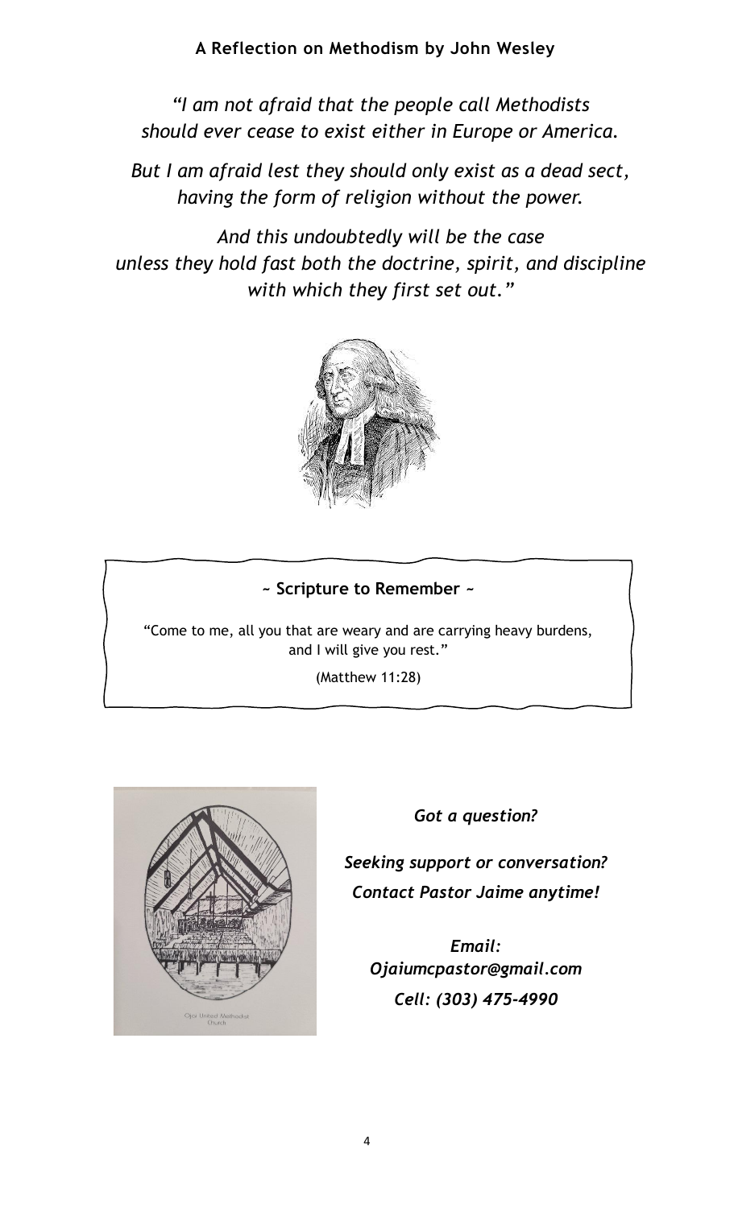**A Reflection on Methodism by John Wesley**

*"I am not afraid that the people call Methodists should ever cease to exist either in Europe or America.*

*But I am afraid lest they should only exist as a dead sect, having the form of religion without the power.*

*And this undoubtedly will be the case unless they hold fast both the doctrine, spirit, and discipline with which they first set out."*

**~ Scripture to Remember ~**

"Come to me, all you that are weary and are carrying heavy burdens, and I will give you rest."

(Matthew 11:28)

Ojai United Methodist Church

***Got a question?***

***Seeking support or conversation?***
***Contact Pastor Jaime anytime!***

***Email:***
***Ojaiumcpastor@gmail.com***

***Cell: (303) 475-4990***